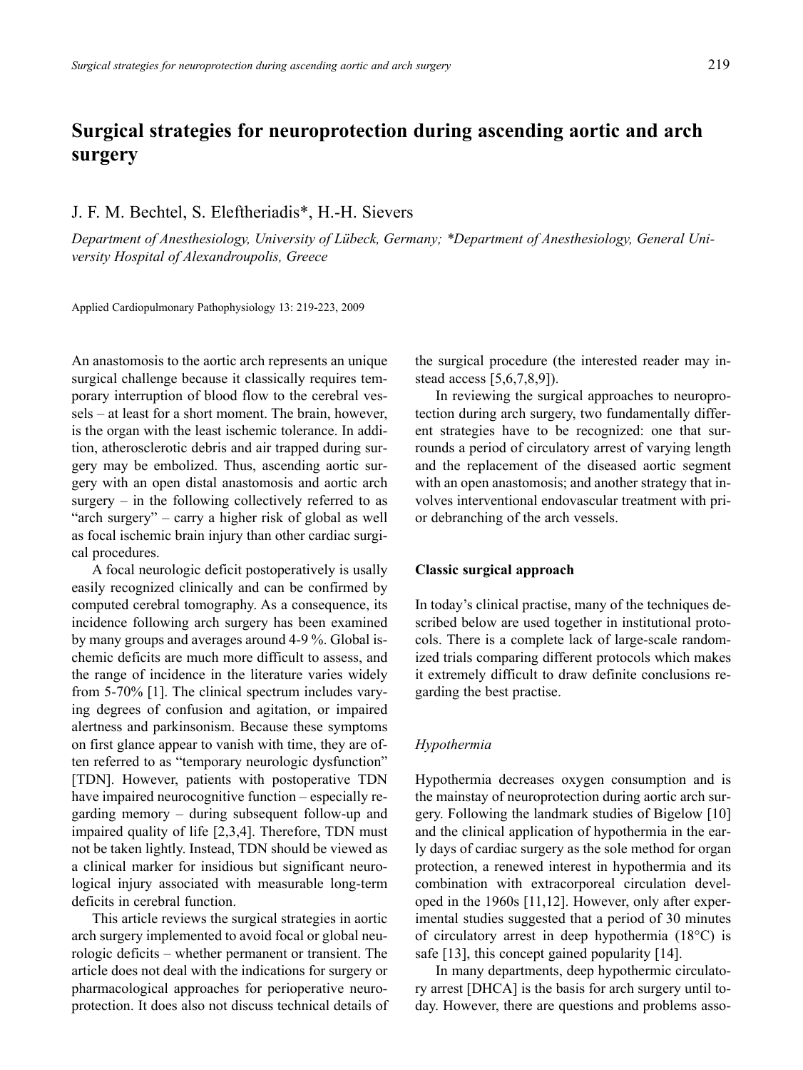# Surgical strategies for neuroprotection during ascending aortic and arch surgery

J. F. M. Bechtel, S. Eleftheriadis*, H.-H. Sievers

*Department of Anesthesiology, University of Lübeck, Germany; *Department of Anesthesiology, General University Hospital of Alexandroupolis, Greece*

Applied Cardiopulmonary Pathophysiology 13: 219-223, 2009

An anastomosis to the aortic arch represents an unique surgical challenge because it classically requires temporary interruption of blood flow to the cerebral vessels – at least for a short moment. The brain, however, is the organ with the least ischemic tolerance. In addition, atherosclerotic debris and air trapped during surgery may be embolized. Thus, ascending aortic surgery with an open distal anastomosis and aortic arch surgery – in the following collectively referred to as "arch surgery" – carry a higher risk of global as well as focal ischemic brain injury than other cardiac surgical procedures.

A focal neurologic deficit postoperatively is usally easily recognized clinically and can be confirmed by computed cerebral tomography. As a consequence, its incidence following arch surgery has been examined by many groups and averages around 4-9 %. Global ischemic deficits are much more difficult to assess, and the range of incidence in the literature varies widely from 5-70% [1]. The clinical spectrum includes varying degrees of confusion and agitation, or impaired alertness and parkinsonism. Because these symptoms on first glance appear to vanish with time, they are often referred to as "temporary neurologic dysfunction" [TDN]. However, patients with postoperative TDN have impaired neurocognitive function – especially regarding memory – during subsequent follow-up and impaired quality of life [2,3,4]. Therefore, TDN must not be taken lightly. Instead, TDN should be viewed as a clinical marker for insidious but significant neurological injury associated with measurable long-term deficits in cerebral function.

This article reviews the surgical strategies in aortic arch surgery implemented to avoid focal or global neurologic deficits – whether permanent or transient. The article does not deal with the indications for surgery or pharmacological approaches for perioperative neuroprotection. It does also not discuss technical details of the surgical procedure (the interested reader may instead access [5,6,7,8,9]).

In reviewing the surgical approaches to neuroprotection during arch surgery, two fundamentally different strategies have to be recognized: one that surrounds a period of circulatory arrest of varying length and the replacement of the diseased aortic segment with an open anastomosis; and another strategy that involves interventional endovascular treatment with prior debranching of the arch vessels.

## Classic surgical approach

In today's clinical practise, many of the techniques described below are used together in institutional protocols. There is a complete lack of large-scale randomized trials comparing different protocols which makes it extremely difficult to draw definite conclusions regarding the best practise.

### *Hypothermia*

Hypothermia decreases oxygen consumption and is the mainstay of neuroprotection during aortic arch surgery. Following the landmark studies of Bigelow [10] and the clinical application of hypothermia in the early days of cardiac surgery as the sole method for organ protection, a renewed interest in hypothermia and its combination with extracorporeal circulation developed in the 1960s [11,12]. However, only after experimental studies suggested that a period of 30 minutes of circulatory arrest in deep hypothermia (18°C) is safe [13], this concept gained popularity [14].

In many departments, deep hypothermic circulatory arrest [DHCA] is the basis for arch surgery until today. However, there are questions and problems asso-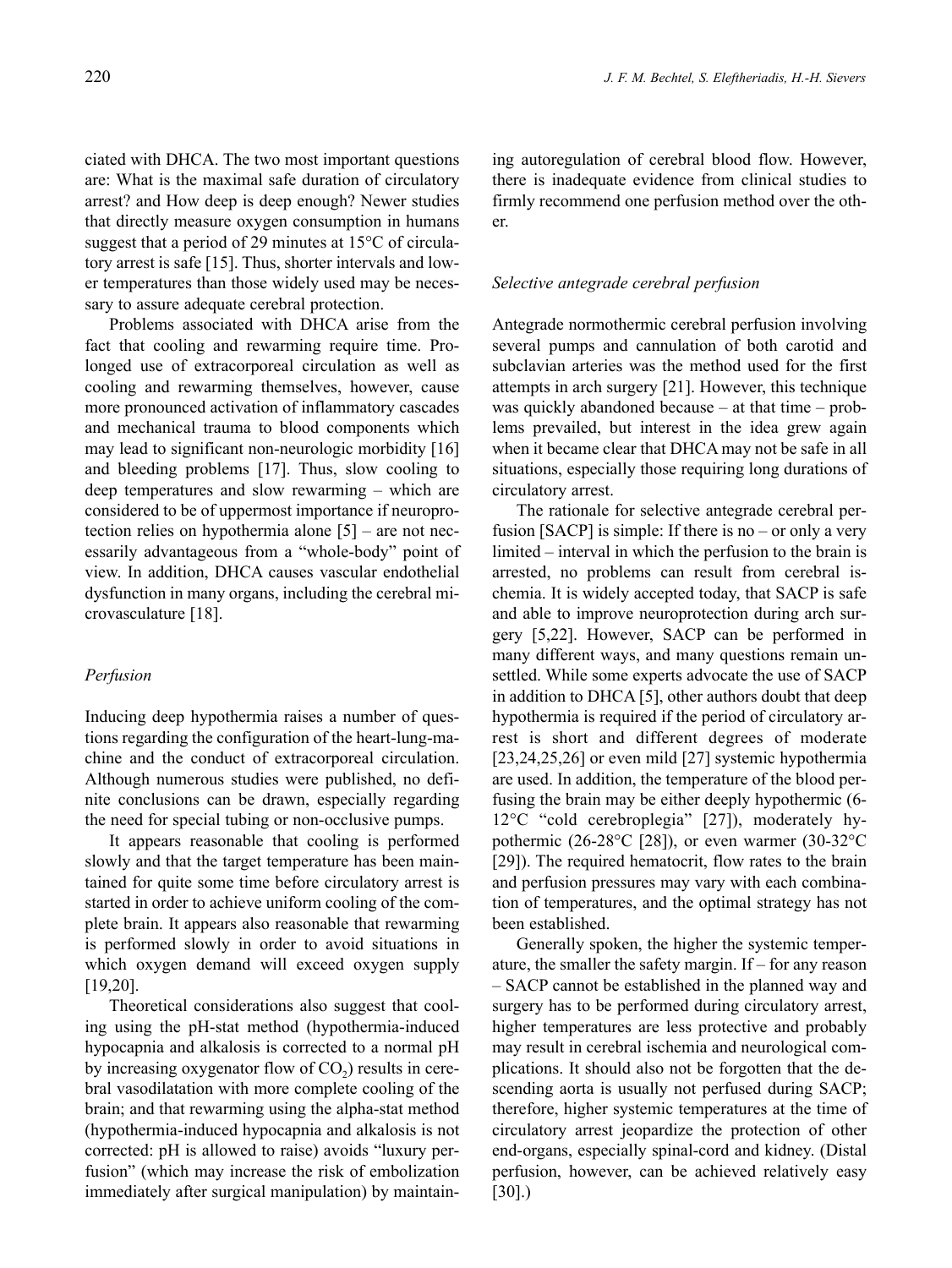ciated with DHCA. The two most important questions are: What is the maximal safe duration of circulatory arrest? and How deep is deep enough? Newer studies that directly measure oxygen consumption in humans suggest that a period of 29 minutes at 15°C of circulatory arrest is safe [15]. Thus, shorter intervals and lower temperatures than those widely used may be necessary to assure adequate cerebral protection.

Problems associated with DHCA arise from the fact that cooling and rewarming require time. Prolonged use of extracorporeal circulation as well as cooling and rewarming themselves, however, cause more pronounced activation of inflammatory cascades and mechanical trauma to blood components which may lead to significant non-neurologic morbidity [16] and bleeding problems [17]. Thus, slow cooling to deep temperatures and slow rewarming – which are considered to be of uppermost importance if neuroprotection relies on hypothermia alone [5] – are not necessarily advantageous from a "whole-body" point of view. In addition, DHCA causes vascular endothelial dysfunction in many organs, including the cerebral microvasculature [18].

### *Perfusion*

Inducing deep hypothermia raises a number of questions regarding the configuration of the heart-lung-machine and the conduct of extracorporeal circulation. Although numerous studies were published, no definite conclusions can be drawn, especially regarding the need for special tubing or non-occlusive pumps.

It appears reasonable that cooling is performed slowly and that the target temperature has been maintained for quite some time before circulatory arrest is started in order to achieve uniform cooling of the complete brain. It appears also reasonable that rewarming is performed slowly in order to avoid situations in which oxygen demand will exceed oxygen supply [19,20].

Theoretical considerations also suggest that cooling using the pH-stat method (hypothermia-induced hypocapnia and alkalosis is corrected to a normal pH by increasing oxygenator flow of $CO_2$) results in cerebral vasodilatation with more complete cooling of the brain; and that rewarming using the alpha-stat method (hypothermia-induced hypocapnia and alkalosis is not corrected: pH is allowed to raise) avoids "luxury perfusion" (which may increase the risk of embolization immediately after surgical manipulation) by maintaining autoregulation of cerebral blood flow. However, there is inadequate evidence from clinical studies to firmly recommend one perfusion method over the other.

### *Selective antegrade cerebral perfusion*

Antegrade normothermic cerebral perfusion involving several pumps and cannulation of both carotid and subclavian arteries was the method used for the first attempts in arch surgery [21]. However, this technique was quickly abandoned because – at that time – problems prevailed, but interest in the idea grew again when it became clear that DHCA may not be safe in all situations, especially those requiring long durations of circulatory arrest.

The rationale for selective antegrade cerebral perfusion [SACP] is simple: If there is no – or only a very limited – interval in which the perfusion to the brain is arrested, no problems can result from cerebral ischemia. It is widely accepted today, that SACP is safe and able to improve neuroprotection during arch surgery [5,22]. However, SACP can be performed in many different ways, and many questions remain unsettled. While some experts advocate the use of SACP in addition to DHCA [5], other authors doubt that deep hypothermia is required if the period of circulatory arrest is short and different degrees of moderate [23,24,25,26] or even mild [27] systemic hypothermia are used. In addition, the temperature of the blood perfusing the brain may be either deeply hypothermic (6-12°C "cold cerebroplegia" [27]), moderately hypothermic (26-28°C [28]), or even warmer (30-32°C [29]). The required hematocrit, flow rates to the brain and perfusion pressures may vary with each combination of temperatures, and the optimal strategy has not been established.

Generally spoken, the higher the systemic temperature, the smaller the safety margin. If – for any reason – SACP cannot be established in the planned way and surgery has to be performed during circulatory arrest, higher temperatures are less protective and probably may result in cerebral ischemia and neurological complications. It should also not be forgotten that the descending aorta is usually not perfused during SACP; therefore, higher systemic temperatures at the time of circulatory arrest jeopardize the protection of other end-organs, especially spinal-cord and kidney. (Distal perfusion, however, can be achieved relatively easy [30].)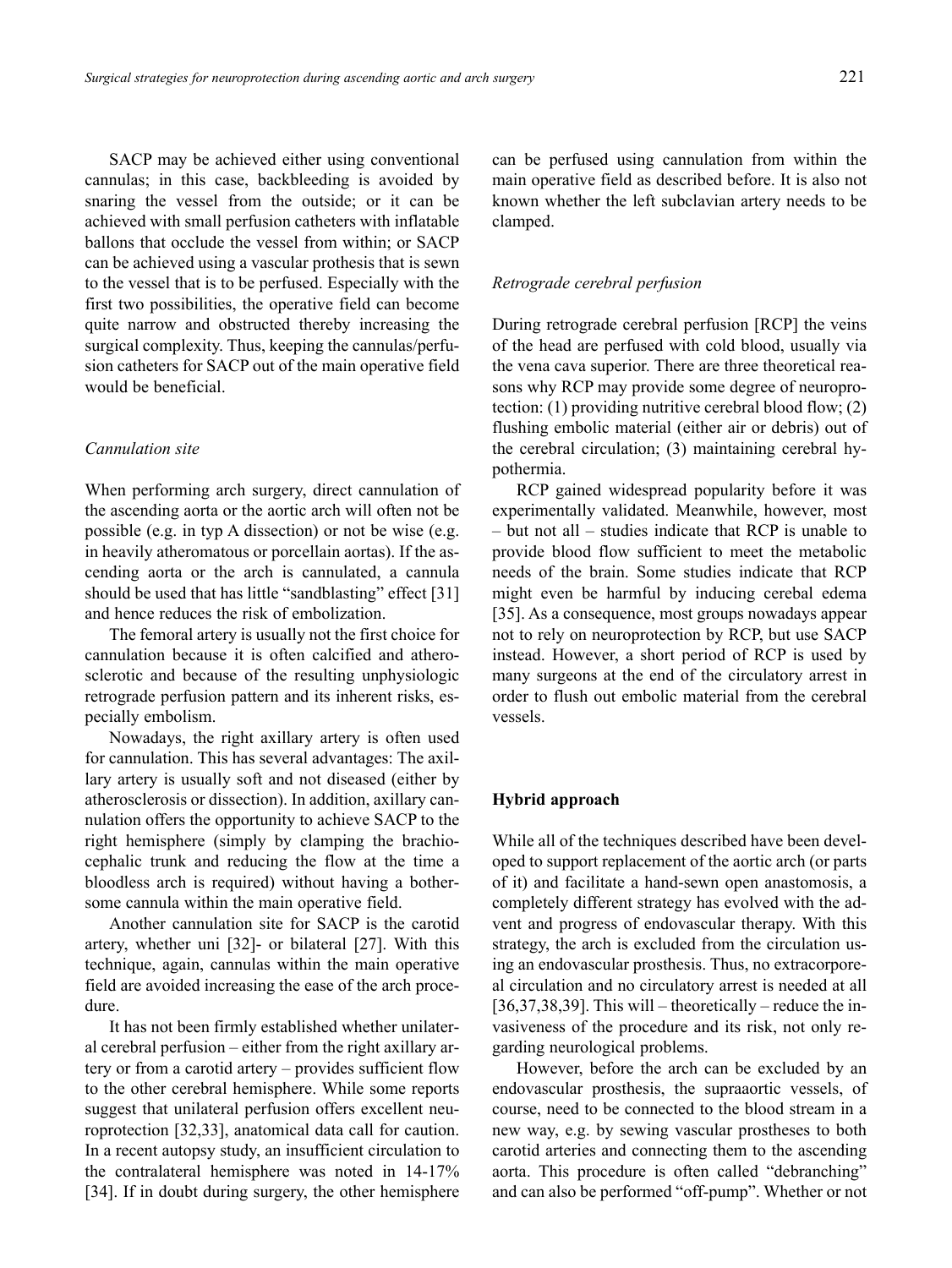SACP may be achieved either using conventional cannulas; in this case, backbleeding is avoided by snaring the vessel from the outside; or it can be achieved with small perfusion catheters with inflatable ballons that occlude the vessel from within; or SACP can be achieved using a vascular prothesis that is sewn to the vessel that is to be perfused. Especially with the first two possibilities, the operative field can become quite narrow and obstructed thereby increasing the surgical complexity. Thus, keeping the cannulas/perfusion catheters for SACP out of the main operative field would be beneficial.

### *Cannulation site*

When performing arch surgery, direct cannulation of the ascending aorta or the aortic arch will often not be possible (e.g. in typ A dissection) or not be wise (e.g. in heavily atheromatous or porcellain aortas). If the ascending aorta or the arch is cannulated, a cannula should be used that has little "sandblasting" effect [31] and hence reduces the risk of embolization.

The femoral artery is usually not the first choice for cannulation because it is often calcified and atherosclerotic and because of the resulting unphysiologic retrograde perfusion pattern and its inherent risks, especially embolism.

Nowadays, the right axillary artery is often used for cannulation. This has several advantages: The axillary artery is usually soft and not diseased (either by atherosclerosis or dissection). In addition, axillary cannulation offers the opportunity to achieve SACP to the right hemisphere (simply by clamping the brachiocephalic trunk and reducing the flow at the time a bloodless arch is required) without having a bothersome cannula within the main operative field.

Another cannulation site for SACP is the carotid artery, whether uni [32]- or bilateral [27]. With this technique, again, cannulas within the main operative field are avoided increasing the ease of the arch procedure.

It has not been firmly established whether unilateral cerebral perfusion – either from the right axillary artery or from a carotid artery – provides sufficient flow to the other cerebral hemisphere. While some reports suggest that unilateral perfusion offers excellent neuroprotection [32,33], anatomical data call for caution. In a recent autopsy study, an insufficient circulation to the contralateral hemisphere was noted in 14-17% [34]. If in doubt during surgery, the other hemisphere can be perfused using cannulation from within the main operative field as described before. It is also not known whether the left subclavian artery needs to be clamped.

### *Retrograde cerebral perfusion*

During retrograde cerebral perfusion [RCP] the veins of the head are perfused with cold blood, usually via the vena cava superior. There are three theoretical reasons why RCP may provide some degree of neuroprotection: (1) providing nutritive cerebral blood flow; (2) flushing embolic material (either air or debris) out of the cerebral circulation; (3) maintaining cerebral hypothermia.

RCP gained widespread popularity before it was experimentally validated. Meanwhile, however, most – but not all – studies indicate that RCP is unable to provide blood flow sufficient to meet the metabolic needs of the brain. Some studies indicate that RCP might even be harmful by inducing cerebal edema [35]. As a consequence, most groups nowadays appear not to rely on neuroprotection by RCP, but use SACP instead. However, a short period of RCP is used by many surgeons at the end of the circulatory arrest in order to flush out embolic material from the cerebral vessels.

## **Hybrid approach**

While all of the techniques described have been developed to support replacement of the aortic arch (or parts of it) and facilitate a hand-sewn open anastomosis, a completely different strategy has evolved with the advent and progress of endovascular therapy. With this strategy, the arch is excluded from the circulation using an endovascular prosthesis. Thus, no extracorporeal circulation and no circulatory arrest is needed at all [36,37,38,39]. This will – theoretically – reduce the invasiveness of the procedure and its risk, not only regarding neurological problems.

However, before the arch can be excluded by an endovascular prosthesis, the supraaortic vessels, of course, need to be connected to the blood stream in a new way, e.g. by sewing vascular prostheses to both carotid arteries and connecting them to the ascending aorta. This procedure is often called "debranching" and can also be performed "off-pump". Whether or not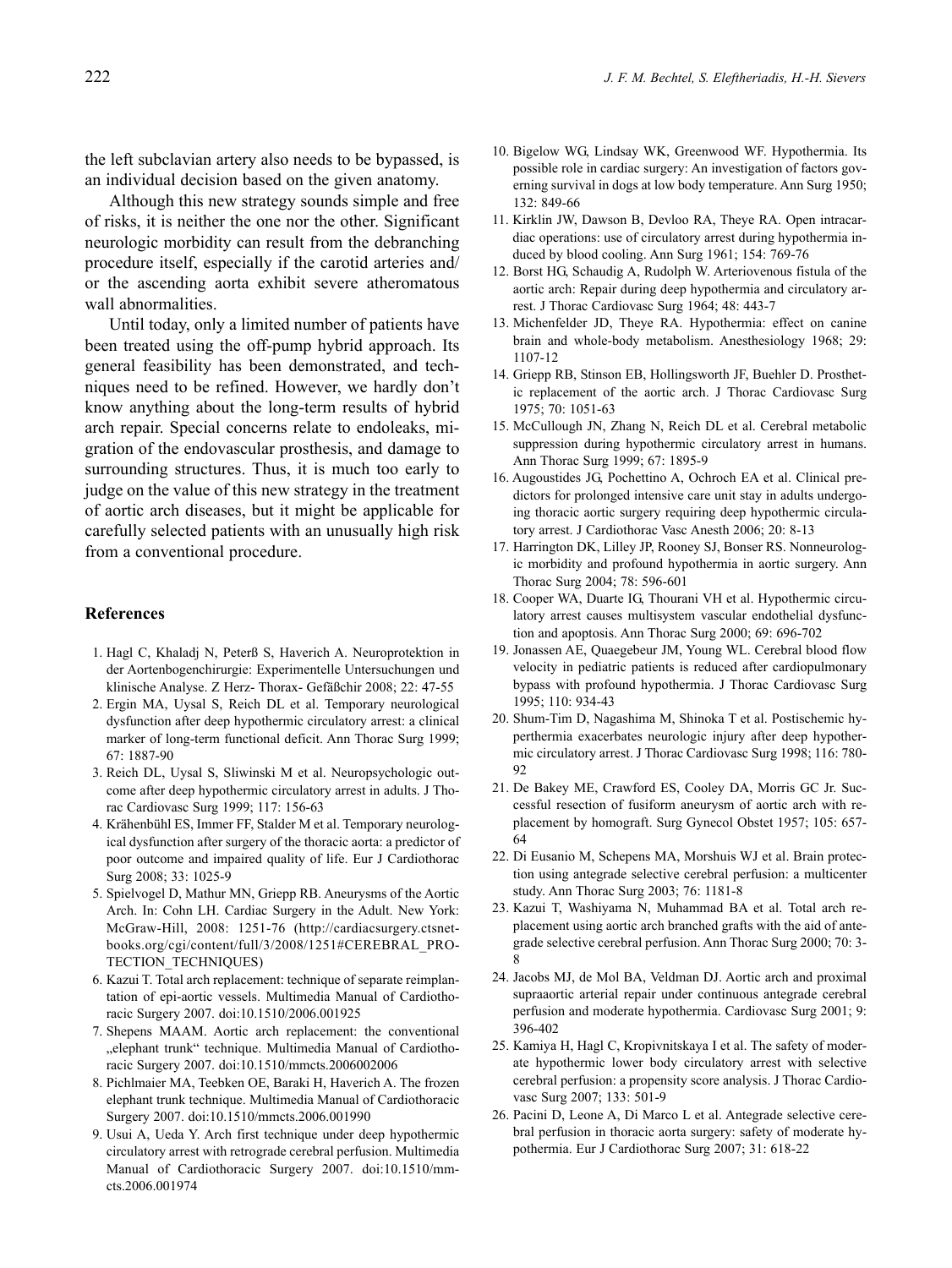the left subclavian artery also needs to be bypassed, is an individual decision based on the given anatomy.

Although this new strategy sounds simple and free of risks, it is neither the one nor the other. Significant neurologic morbidity can result from the debranching procedure itself, especially if the carotid arteries and/or the ascending aorta exhibit severe atheromatous wall abnormalities.

Until today, only a limited number of patients have been treated using the off-pump hybrid approach. Its general feasibility has been demonstrated, and techniques need to be refined. However, we hardly don't know anything about the long-term results of hybrid arch repair. Special concerns relate to endoleaks, migration of the endovascular prosthesis, and damage to surrounding structures. Thus, it is much too early to judge on the value of this new strategy in the treatment of aortic arch diseases, but it might be applicable for carefully selected patients with an unusually high risk from a conventional procedure.

## References

1. Hagl C, Khaladj N, Peterß S, Haverich A. Neuroprotektion in der Aortenbogenchirurgie: Experimentelle Untersuchungen und klinische Analyse. Z Herz- Thorax- Gefäßchir 2008; 22: 47-55
2. Ergin MA, Uysal S, Reich DL et al. Temporary neurological dysfunction after deep hypothermic circulatory arrest: a clinical marker of long-term functional deficit. Ann Thorac Surg 1999; 67: 1887-90
3. Reich DL, Uysal S, Sliwinski M et al. Neuropsychologic outcome after deep hypothermic circulatory arrest in adults. J Thorac Cardiovasc Surg 1999; 117: 156-63
4. Krähenbühl ES, Immer FF, Stalder M et al. Temporary neurological dysfunction after surgery of the thoracic aorta: a predictor of poor outcome and impaired quality of life. Eur J Cardiothorac Surg 2008; 33: 1025-9
5. Spielvogel D, Mathur MN, Griepp RB. Aneurysms of the Aortic Arch. In: Cohn LH. Cardiac Surgery in the Adult. New York: McGraw-Hill, 2008: 1251-76 (http://cardiacsurgery.ctsnetbooks.org/cgi/content/full/3/2008/1251#CEREBRAL_PROTECTION_TECHNIQUES)
6. Kazui T. Total arch replacement: technique of separate reimplantation of epi-aortic vessels. Multimedia Manual of Cardiothoracic Surgery 2007. doi:10.1510/2006.001925
7. Shepens MAAM. Aortic arch replacement: the conventional „elephant trunk" technique. Multimedia Manual of Cardiothoracic Surgery 2007. doi:10.1510/mmcts.2006002006
8. Pichlmaier MA, Teebken OE, Baraki H, Haverich A. The frozen elephant trunk technique. Multimedia Manual of Cardiothoracic Surgery 2007. doi:10.1510/mmcts.2006.001990
9. Usui A, Ueda Y. Arch first technique under deep hypothermic circulatory arrest with retrograde cerebral perfusion. Multimedia Manual of Cardiothoracic Surgery 2007. doi:10.1510/mmcts.2006.001974
10. Bigelow WG, Lindsay WK, Greenwood WF. Hypothermia. Its possible role in cardiac surgery: An investigation of factors governing survival in dogs at low body temperature. Ann Surg 1950; 132: 849-66
11. Kirklin JW, Dawson B, Devloo RA, Theye RA. Open intracardiac operations: use of circulatory arrest during hypothermia induced by blood cooling. Ann Surg 1961; 154: 769-76
12. Borst HG, Schaudig A, Rudolph W. Arteriovenous fistula of the aortic arch: Repair during deep hypothermia and circulatory arrest. J Thorac Cardiovasc Surg 1964; 48: 443-7
13. Michenfelder JD, Theye RA. Hypothermia: effect on canine brain and whole-body metabolism. Anesthesiology 1968; 29: 1107-12
14. Griepp RB, Stinson EB, Hollingsworth JF, Buehler D. Prosthetic replacement of the aortic arch. J Thorac Cardiovasc Surg 1975; 70: 1051-63
15. McCullough JN, Zhang N, Reich DL et al. Cerebral metabolic suppression during hypothermic circulatory arrest in humans. Ann Thorac Surg 1999; 67: 1895-9
16. Augoustides JG, Pochettino A, Ochroch EA et al. Clinical predictors for prolonged intensive care unit stay in adults undergoing thoracic aortic surgery requiring deep hypothermic circulatory arrest. J Cardiothorac Vasc Anesth 2006; 20: 8-13
17. Harrington DK, Lilley JP, Rooney SJ, Bonser RS. Nonneurologic morbidity and profound hypothermia in aortic surgery. Ann Thorac Surg 2004; 78: 596-601
18. Cooper WA, Duarte IG, Thourani VH et al. Hypothermic circulatory arrest causes multisystem vascular endothelial dysfunction and apoptosis. Ann Thorac Surg 2000; 69: 696-702
19. Jonassen AE, Quaegebeur JM, Young WL. Cerebral blood flow velocity in pediatric patients is reduced after cardiopulmonary bypass with profound hypothermia. J Thorac Cardiovasc Surg 1995; 110: 934-43
20. Shum-Tim D, Nagashima M, Shinoka T et al. Postischemic hyperthermia exacerbates neurologic injury after deep hypothermic circulatory arrest. J Thorac Cardiovasc Surg 1998; 116: 780-92
21. De Bakey ME, Crawford ES, Cooley DA, Morris GC Jr. Successful resection of fusiform aneurysm of aortic arch with replacement by homograft. Surg Gynecol Obstet 1957; 105: 657-64
22. Di Eusanio M, Schepens MA, Morshuis WJ et al. Brain protection using antegrade selective cerebral perfusion: a multicenter study. Ann Thorac Surg 2003; 76: 1181-8
23. Kazui T, Washiyama N, Muhammad BA et al. Total arch replacement using aortic arch branched grafts with the aid of antegrade selective cerebral perfusion. Ann Thorac Surg 2000; 70: 3-8
24. Jacobs MJ, de Mol BA, Veldman DJ. Aortic arch and proximal supraaortic arterial repair under continuous antegrade cerebral perfusion and moderate hypothermia. Cardiovasc Surg 2001; 9: 396-402
25. Kamiya H, Hagl C, Kropivnitskaya I et al. The safety of moderate hypothermic lower body circulatory arrest with selective cerebral perfusion: a propensity score analysis. J Thorac Cardiovasc Surg 2007; 133: 501-9
26. Pacini D, Leone A, Di Marco L et al. Antegrade selective cerebral perfusion in thoracic aorta surgery: safety of moderate hypothermia. Eur J Cardiothorac Surg 2007; 31: 618-22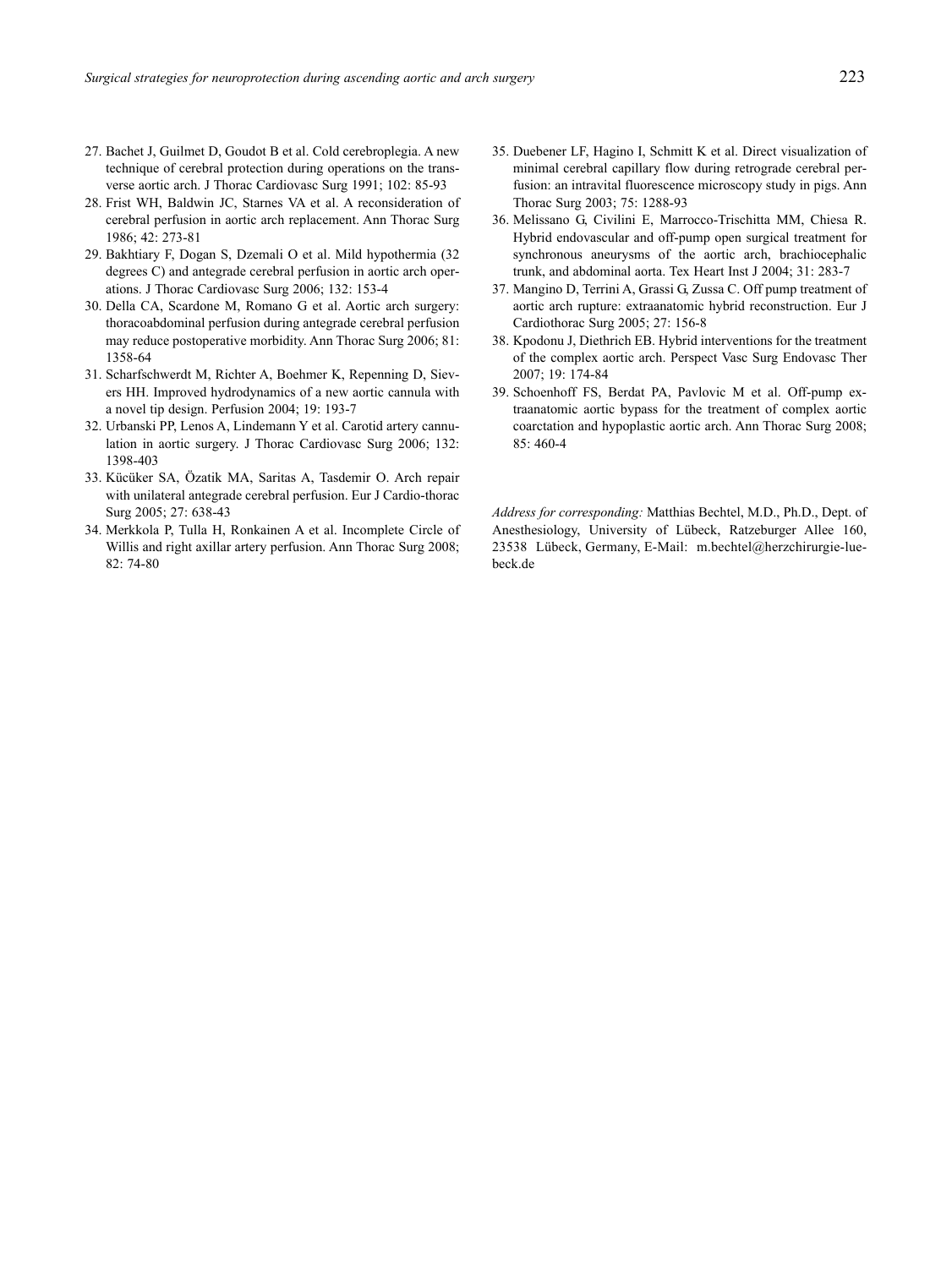27. Bachet J, Guilmet D, Goudot B et al. Cold cerebroplegia. A new technique of cerebral protection during operations on the transverse aortic arch. J Thorac Cardiovasc Surg 1991; 102: 85-93
28. Frist WH, Baldwin JC, Starnes VA et al. A reconsideration of cerebral perfusion in aortic arch replacement. Ann Thorac Surg 1986; 42: 273-81
29. Bakhtiary F, Dogan S, Dzemali O et al. Mild hypothermia (32 degrees C) and antegrade cerebral perfusion in aortic arch operations. J Thorac Cardiovasc Surg 2006; 132: 153-4
30. Della CA, Scardone M, Romano G et al. Aortic arch surgery: thoracoabdominal perfusion during antegrade cerebral perfusion may reduce postoperative morbidity. Ann Thorac Surg 2006; 81: 1358-64
31. Scharfschwerdt M, Richter A, Boehmer K, Repenning D, Sievers HH. Improved hydrodynamics of a new aortic cannula with a novel tip design. Perfusion 2004; 19: 193-7
32. Urbanski PP, Lenos A, Lindemann Y et al. Carotid artery cannulation in aortic surgery. J Thorac Cardiovasc Surg 2006; 132: 1398-403
33. Kücüker SA, Özatik MA, Saritas A, Tasdemir O. Arch repair with unilateral antegrade cerebral perfusion. Eur J Cardio-thorac Surg 2005; 27: 638-43
34. Merkkola P, Tulla H, Ronkainen A et al. Incomplete Circle of Willis and right axillar artery perfusion. Ann Thorac Surg 2008; 82: 74-80
35. Duebener LF, Hagino I, Schmitt K et al. Direct visualization of minimal cerebral capillary flow during retrograde cerebral perfusion: an intravital fluorescence microscopy study in pigs. Ann Thorac Surg 2003; 75: 1288-93
36. Melissano G, Civilini E, Marrocco-Trischitta MM, Chiesa R. Hybrid endovascular and off-pump open surgical treatment for synchronous aneurysms of the aortic arch, brachiocephalic trunk, and abdominal aorta. Tex Heart Inst J 2004; 31: 283-7
37. Mangino D, Terrini A, Grassi G, Zussa C. Off pump treatment of aortic arch rupture: extraanatomic hybrid reconstruction. Eur J Cardiothorac Surg 2005; 27: 156-8
38. Kpodonu J, Diethrich EB. Hybrid interventions for the treatment of the complex aortic arch. Perspect Vasc Surg Endovasc Ther 2007; 19: 174-84
39. Schoenhoff FS, Berdat PA, Pavlovic M et al. Off-pump extraanatomic aortic bypass for the treatment of complex aortic coarctation and hypoplastic aortic arch. Ann Thorac Surg 2008; 85: 460-4

*Address for corresponding:* Matthias Bechtel, M.D., Ph.D., Dept. of Anesthesiology, University of Lübeck, Ratzeburger Allee 160, 23538 Lübeck, Germany, E-Mail: m.bechtel@herzchirurgie-luebeck.de